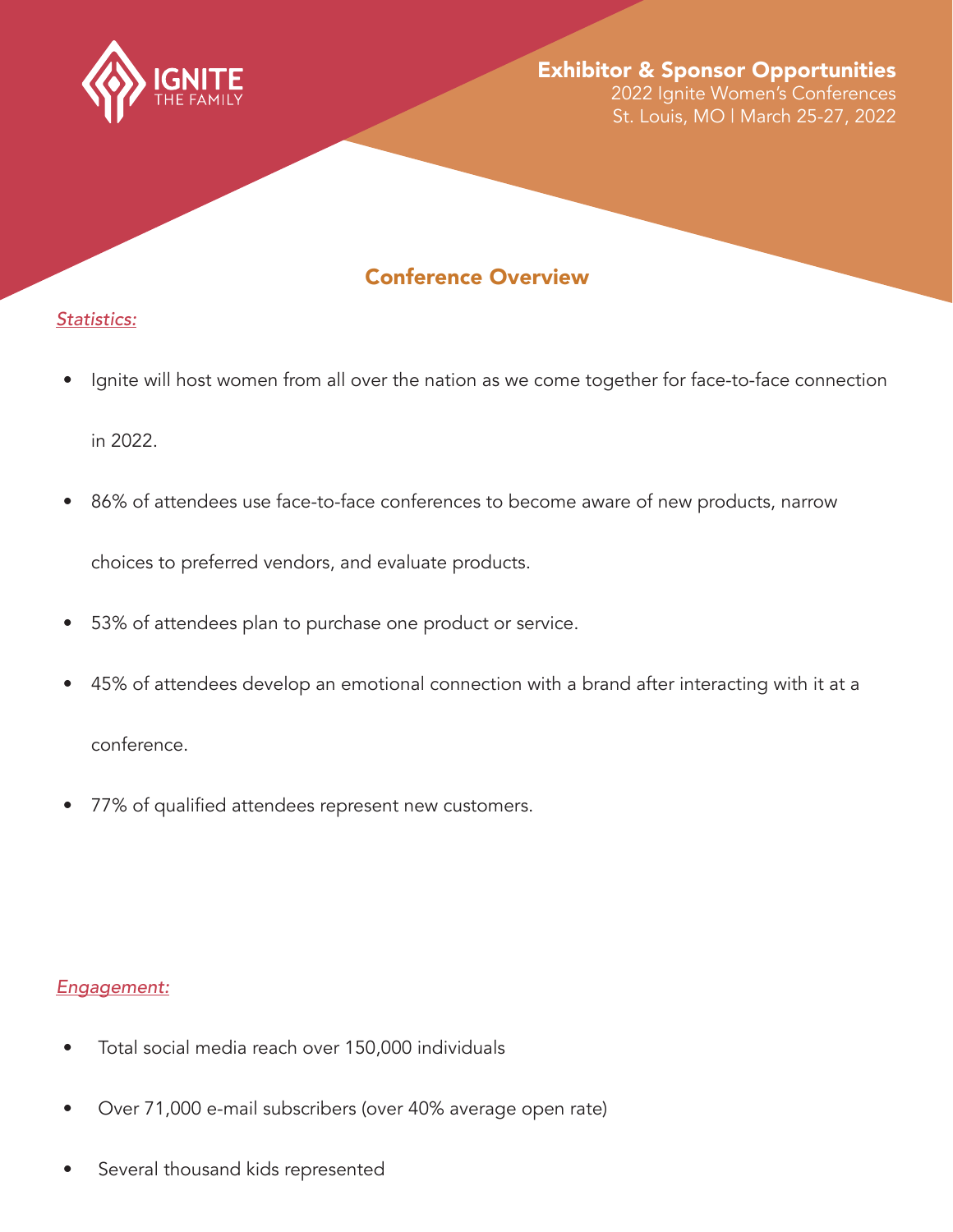IGNITE
THE FAMILY

## Exhibitor & Sponsor Opportunities

2022 Ignite Women's Conferences
St. Louis, MO | March 25-27, 2022

## Conference Overview

*Statistics:*

- Ignite will host women from all over the nation as we come together for face-to-face connection in 2022.
- 86% of attendees use face-to-face conferences to become aware of new products, narrow choices to preferred vendors, and evaluate products.
- 53% of attendees plan to purchase one product or service.
- 45% of attendees develop an emotional connection with a brand after interacting with it at a conference.
- 77% of qualified attendees represent new customers.

*Engagement:*

- Total social media reach over 150,000 individuals
- Over 71,000 e-mail subscribers (over 40% average open rate)
- Several thousand kids represented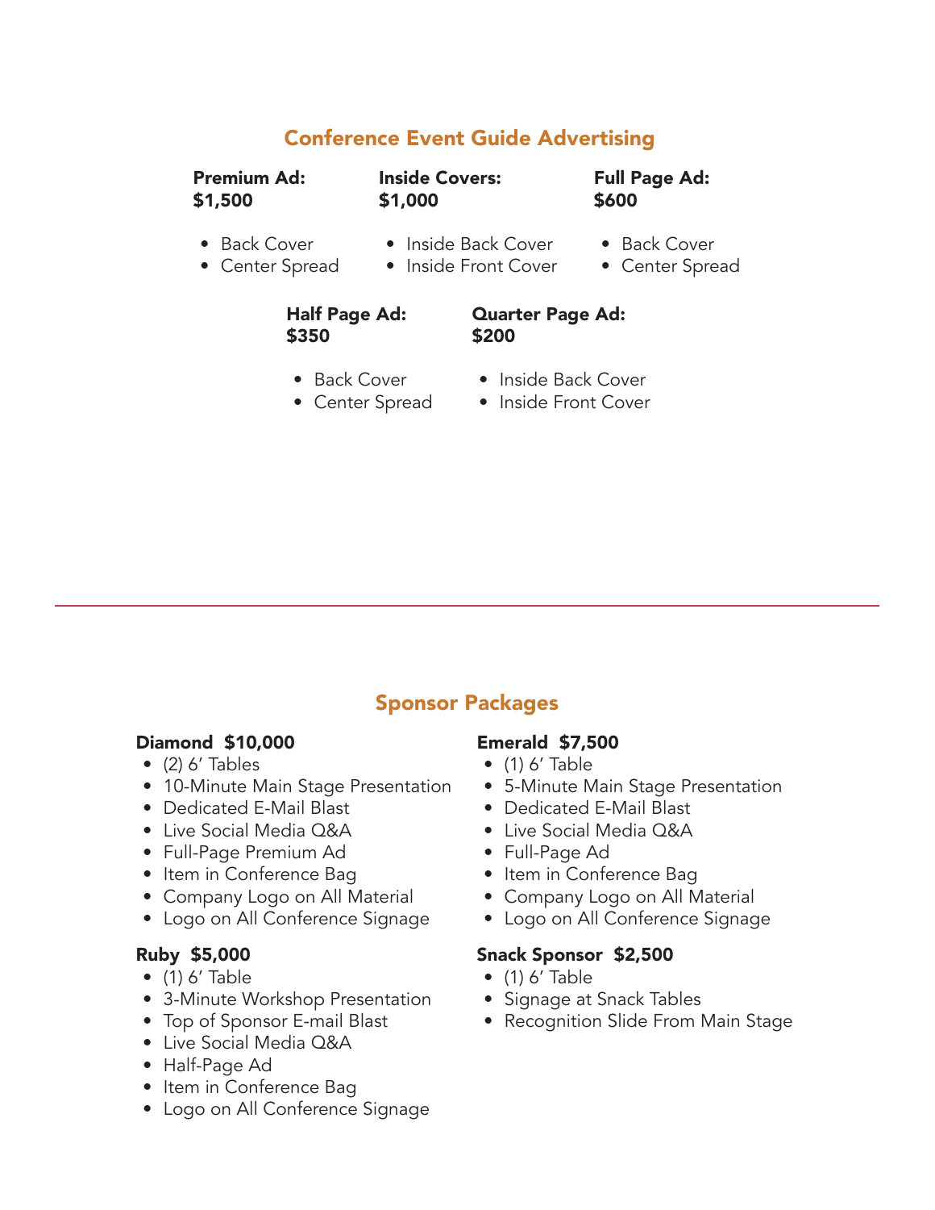## Conference Event Guide Advertising

**Premium Ad: $1,500**

- Back Cover
- Center Spread

**Inside Covers: $1,000**

- Inside Back Cover
- Inside Front Cover

**Full Page Ad: $600**

- Back Cover
- Center Spread

**Half Page Ad: $350**

- Back Cover
- Center Spread

**Quarter Page Ad: $200**

- Inside Back Cover
- Inside Front Cover

---

## Sponsor Packages

**Diamond $10,000**

- (2) 6' Tables
- 10-Minute Main Stage Presentation
- Dedicated E-Mail Blast
- Live Social Media Q&A
- Full-Page Premium Ad
- Item in Conference Bag
- Company Logo on All Material
- Logo on All Conference Signage

**Ruby $5,000**

- (1) 6' Table
- 3-Minute Workshop Presentation
- Top of Sponsor E-mail Blast
- Live Social Media Q&A
- Half-Page Ad
- Item in Conference Bag
- Logo on All Conference Signage

**Emerald $7,500**

- (1) 6' Table
- 5-Minute Main Stage Presentation
- Dedicated E-Mail Blast
- Live Social Media Q&A
- Full-Page Ad
- Item in Conference Bag
- Company Logo on All Material
- Logo on All Conference Signage

**Snack Sponsor $2,500**

- (1) 6' Table
- Signage at Snack Tables
- Recognition Slide From Main Stage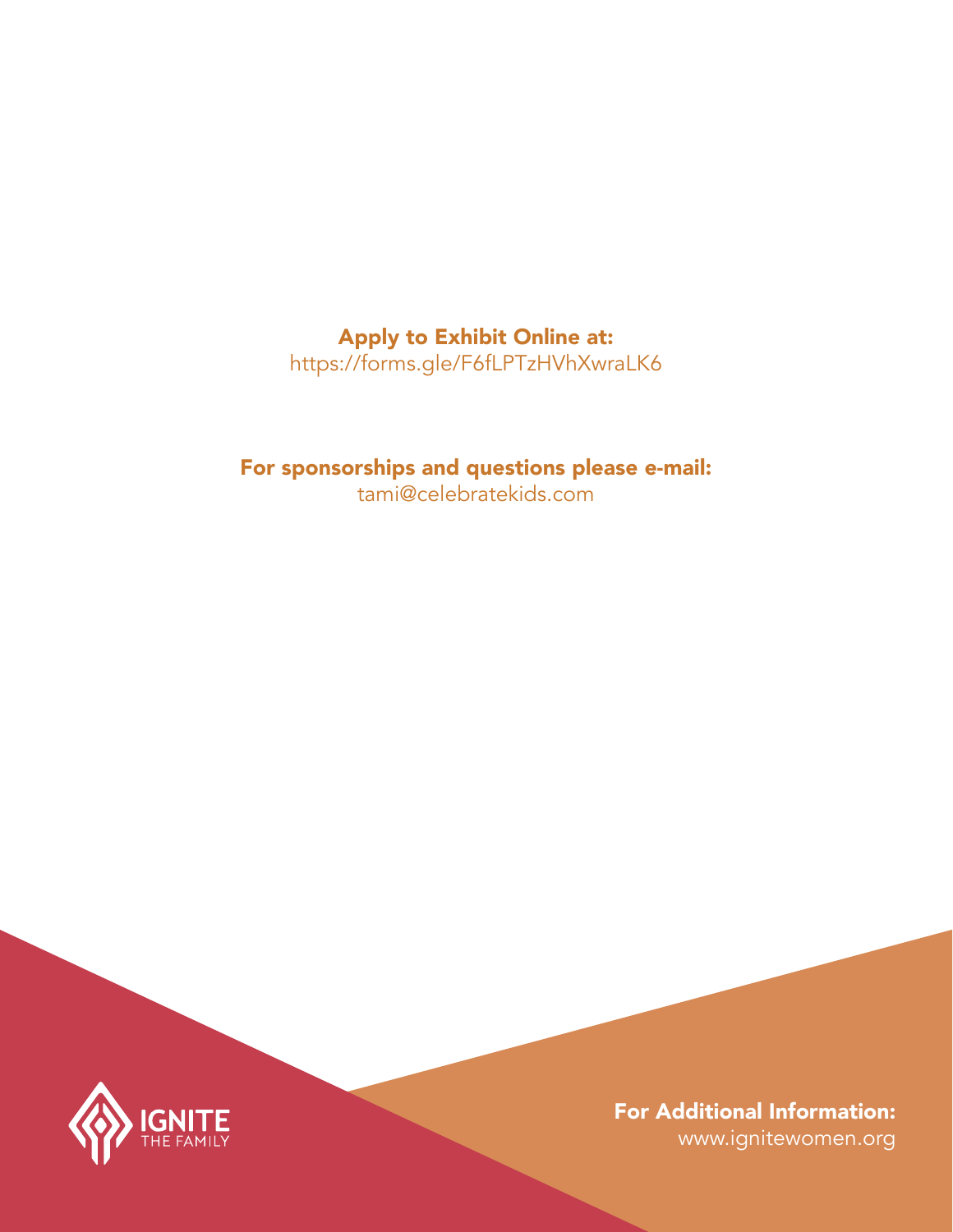**Apply to Exhibit Online at:**
https://forms.gle/F6fLPTzHVhXwraLK6

**For sponsorships and questions please e-mail:**
tami@celebratekids.com

IGNITE
THE FAMILY

**For Additional Information:**
www.ignitewomen.org